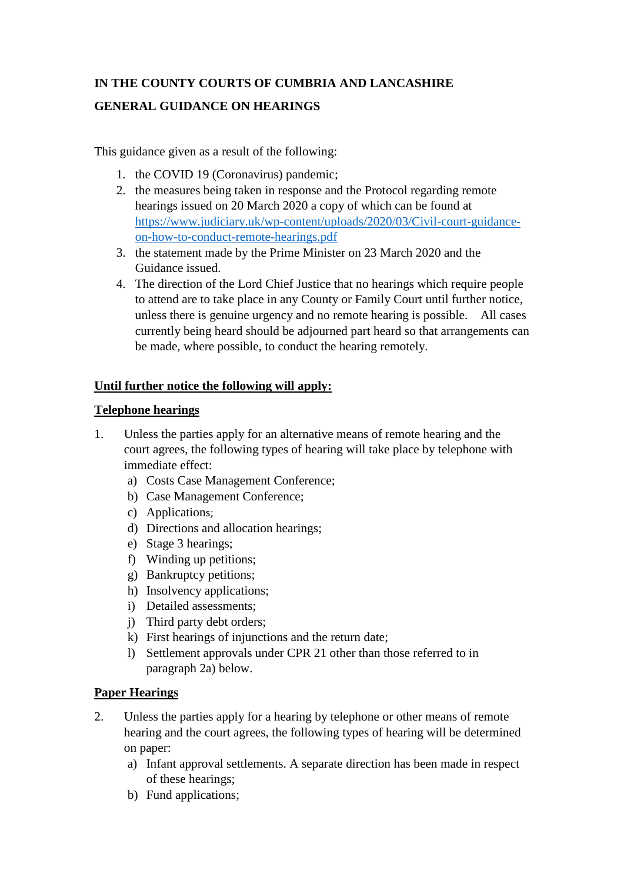**IN THE COUNTY COURTS OF CUMBRIA AND LANCASHIRE**

**GENERAL GUIDANCE ON HEARINGS**

This guidance given as a result of the following:

1. the COVID 19 (Coronavirus) pandemic;
2. the measures being taken in response and the Protocol regarding remote hearings issued on 20 March 2020 a copy of which can be found at [https://www.judiciary.uk/wp-content/uploads/2020/03/Civil-court-guidance-on-how-to-conduct-remote-hearings.pdf](https://www.judiciary.uk/wp-content/uploads/2020/03/Civil-court-guidance-on-how-to-conduct-remote-hearings.pdf)
3. the statement made by the Prime Minister on 23 March 2020 and the Guidance issued.
4. The direction of the Lord Chief Justice that no hearings which require people to attend are to take place in any County or Family Court until further notice, unless there is genuine urgency and no remote hearing is possible. All cases currently being heard should be adjourned part heard so that arrangements can be made, where possible, to conduct the hearing remotely.

**Until further notice the following will apply:**

**Telephone hearings**

1. Unless the parties apply for an alternative means of remote hearing and the court agrees, the following types of hearing will take place by telephone with immediate effect:
   a) Costs Case Management Conference;
   b) Case Management Conference;
   c) Applications;
   d) Directions and allocation hearings;
   e) Stage 3 hearings;
   f) Winding up petitions;
   g) Bankruptcy petitions;
   h) Insolvency applications;
   i) Detailed assessments;
   j) Third party debt orders;
   k) First hearings of injunctions and the return date;
   l) Settlement approvals under CPR 21 other than those referred to in paragraph 2a) below.

**Paper Hearings**

2. Unless the parties apply for a hearing by telephone or other means of remote hearing and the court agrees, the following types of hearing will be determined on paper:
   a) Infant approval settlements. A separate direction has been made in respect of these hearings;
   b) Fund applications;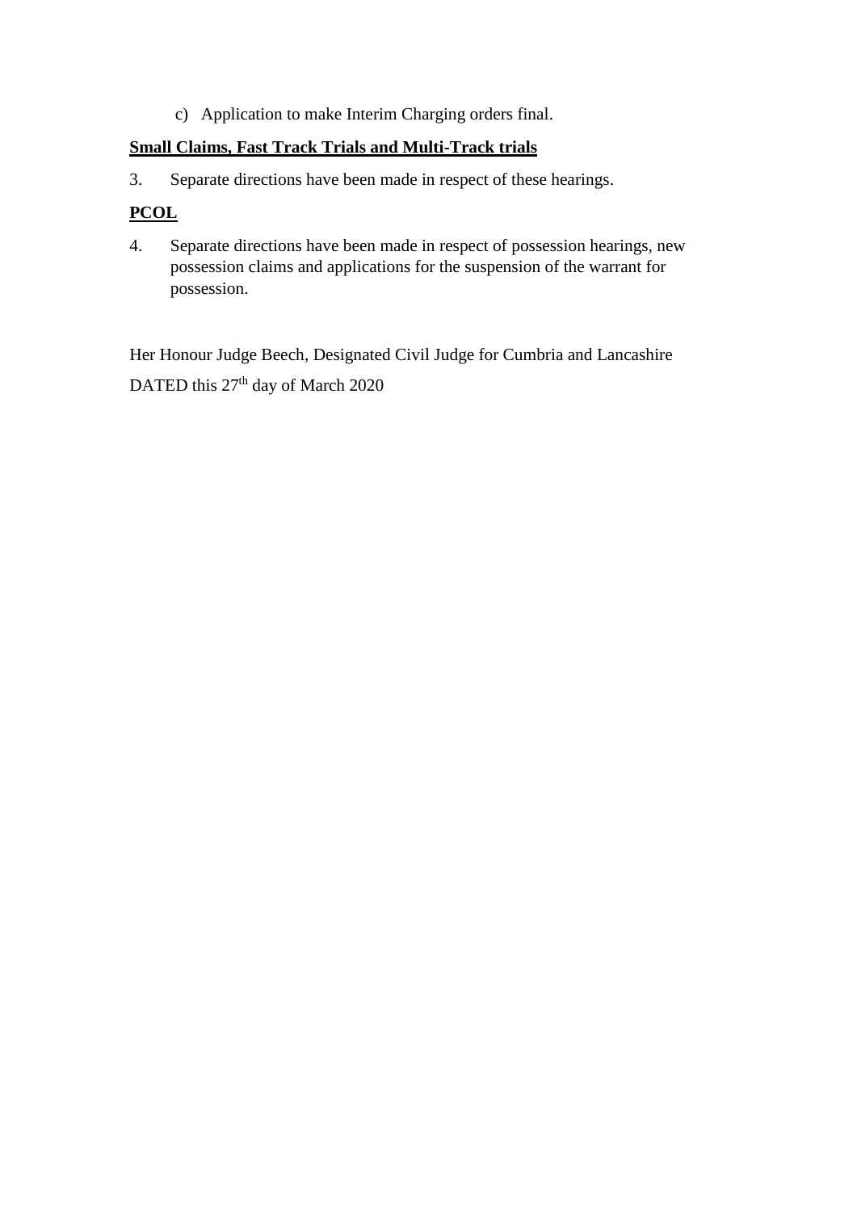c) Application to make Interim Charging orders final.

**Small Claims, Fast Track Trials and Multi-Track trials**

3. Separate directions have been made in respect of these hearings.

**PCOL**

4. Separate directions have been made in respect of possession hearings, new possession claims and applications for the suspension of the warrant for possession.

Her Honour Judge Beech, Designated Civil Judge for Cumbria and Lancashire

DATED this 27th day of March 2020